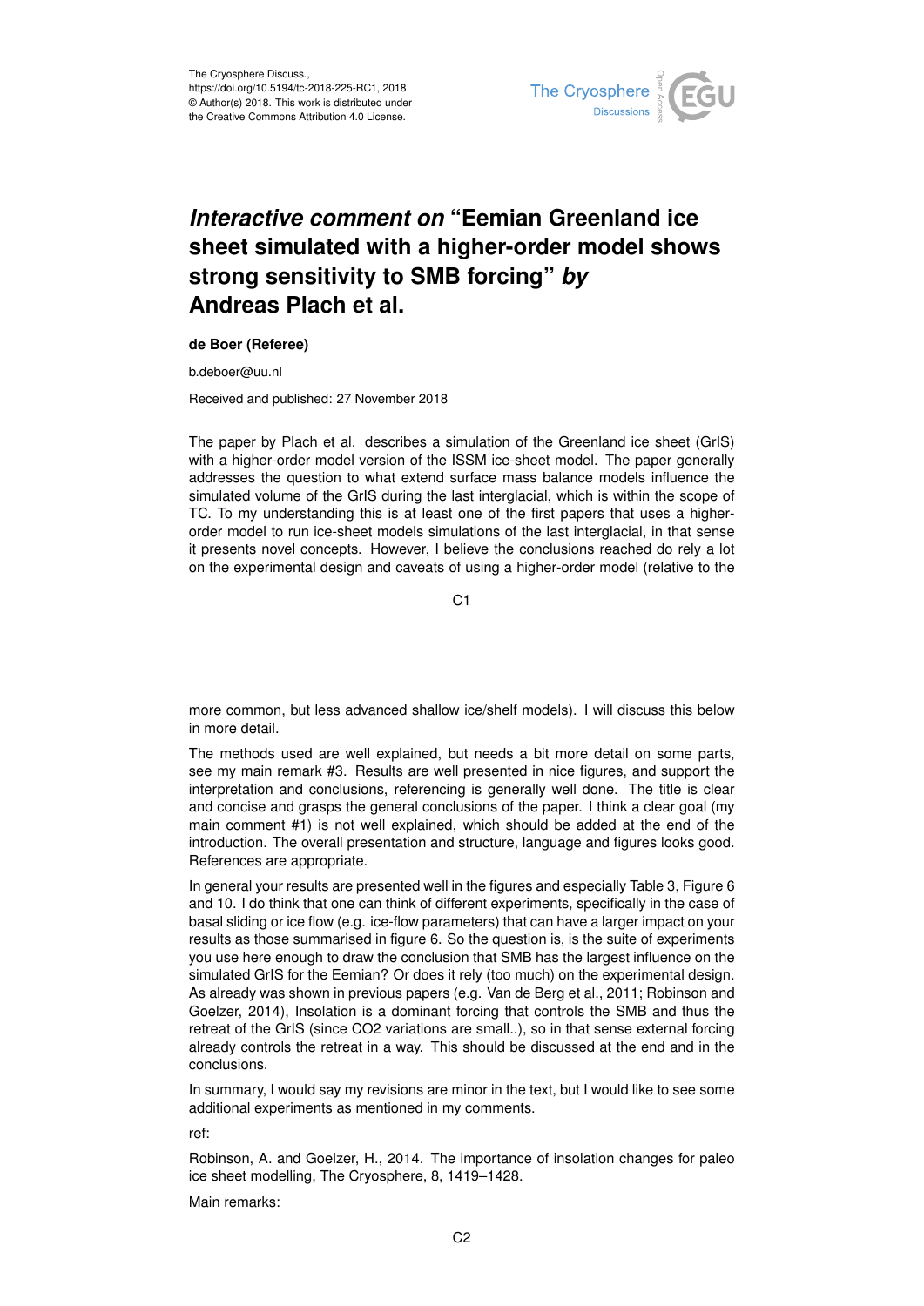# *Interactive comment on* "Eemian Greenland ice sheet simulated with a higher-order model shows strong sensitivity to SMB forcing" *by* Andreas Plach et al.

**de Boer (Referee)**

b.deboer@uu.nl

Received and published: 27 November 2018

The paper by Plach et al. describes a simulation of the Greenland ice sheet (GrIS) with a higher-order model version of the ISSM ice-sheet model. The paper generally addresses the question to what extend surface mass balance models influence the simulated volume of the GrIS during the last interglacial, which is within the scope of TC. To my understanding this is at least one of the first papers that uses a higher-order model to run ice-sheet models simulations of the last interglacial, in that sense it presents novel concepts. However, I believe the conclusions reached do rely a lot on the experimental design and caveats of using a higher-order model (relative to the more common, but less advanced shallow ice/shelf models). I will discuss this below in more detail.

The methods used are well explained, but needs a bit more detail on some parts, see my main remark #3. Results are well presented in nice figures, and support the interpretation and conclusions, referencing is generally well done. The title is clear and concise and grasps the general conclusions of the paper. I think a clear goal (my main comment #1) is not well explained, which should be added at the end of the introduction. The overall presentation and structure, language and figures looks good. References are appropriate.

In general your results are presented well in the figures and especially Table 3, Figure 6 and 10. I do think that one can think of different experiments, specifically in the case of basal sliding or ice flow (e.g. ice-flow parameters) that can have a larger impact on your results as those summarised in figure 6. So the question is, is the suite of experiments you use here enough to draw the conclusion that SMB has the largest influence on the simulated GrIS for the Eemian? Or does it rely (too much) on the experimental design. As already was shown in previous papers (e.g. Van de Berg et al., 2011; Robinson and Goelzer, 2014), Insolation is a dominant forcing that controls the SMB and thus the retreat of the GrIS (since $CO_2$ variations are small..), so in that sense external forcing already controls the retreat in a way. This should be discussed at the end and in the conclusions.

In summary, I would say my revisions are minor in the text, but I would like to see some additional experiments as mentioned in my comments.

ref:

Robinson, A. and Goelzer, H., 2014. The importance of insolation changes for paleo ice sheet modelling, The Cryosphere, 8, 1419–1428.

Main remarks: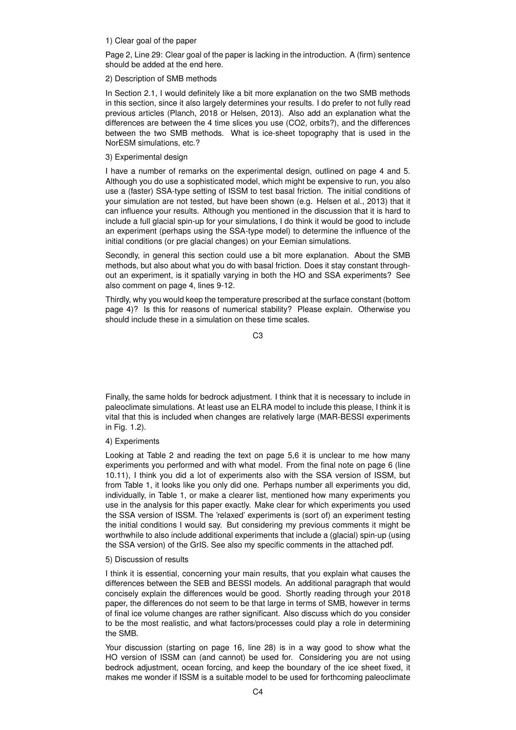1) Clear goal of the paper

Page 2, Line 29: Clear goal of the paper is lacking in the introduction. A (firm) sentence should be added at the end here.

2) Description of SMB methods

In Section 2.1, I would definitely like a bit more explanation on the two SMB methods in this section, since it also largely determines your results. I do prefer to not fully read previous articles (Planch, 2018 or Helsen, 2013). Also add an explanation what the differences are between the 4 time slices you use (CO2, orbits?), and the differences between the two SMB methods. What is ice-sheet topography that is used in the NorESM simulations, etc.?

3) Experimental design

I have a number of remarks on the experimental design, outlined on page 4 and 5. Although you do use a sophisticated model, which might be expensive to run, you also use a (faster) SSA-type setting of ISSM to test basal friction. The initial conditions of your simulation are not tested, but have been shown (e.g. Helsen et al., 2013) that it can influence your results. Although you mentioned in the discussion that it is hard to include a full glacial spin-up for your simulations, I do think it would be good to include an experiment (perhaps using the SSA-type model) to determine the influence of the initial conditions (or pre glacial changes) on your Eemian simulations.

Secondly, in general this section could use a bit more explanation. About the SMB methods, but also about what you do with basal friction. Does it stay constant throughout an experiment, is it spatially varying in both the HO and SSA experiments? See also comment on page 4, lines 9-12.

Thirdly, why you would keep the temperature prescribed at the surface constant (bottom page 4)? Is this for reasons of numerical stability? Please explain. Otherwise you should include these in a simulation on these time scales.

Finally, the same holds for bedrock adjustment. I think that it is necessary to include in paleoclimate simulations. At least use an ELRA model to include this please, I think it is vital that this is included when changes are relatively large (MAR-BESSI experiments in Fig. 1.2).

4) Experiments

Looking at Table 2 and reading the text on page 5,6 it is unclear to me how many experiments you performed and with what model. From the final note on page 6 (line 10.11), I think you did a lot of experiments also with the SSA version of ISSM, but from Table 1, it looks like you only did one. Perhaps number all experiments you did, individually, in Table 1, or make a clearer list, mentioned how many experiments you use in the analysis for this paper exactly. Make clear for which experiments you used the SSA version of ISSM. The 'relaxed' experiments is (sort of) an experiment testing the initial conditions I would say. But considering my previous comments it might be worthwhile to also include additional experiments that include a (glacial) spin-up (using the SSA version) of the GrIS. See also my specific comments in the attached pdf.

5) Discussion of results

I think it is essential, concerning your main results, that you explain what causes the differences between the SEB and BESSI models. An additional paragraph that would concisely explain the differences would be good. Shortly reading through your 2018 paper, the differences do not seem to be that large in terms of SMB, however in terms of final ice volume changes are rather significant. Also discuss which do you consider to be the most realistic, and what factors/processes could play a role in determining the SMB.

Your discussion (starting on page 16, line 28) is in a way good to show what the HO version of ISSM can (and cannot) be used for. Considering you are not using bedrock adjustment, ocean forcing, and keep the boundary of the ice sheet fixed, it makes me wonder if ISSM is a suitable model to be used for forthcoming paleoclimate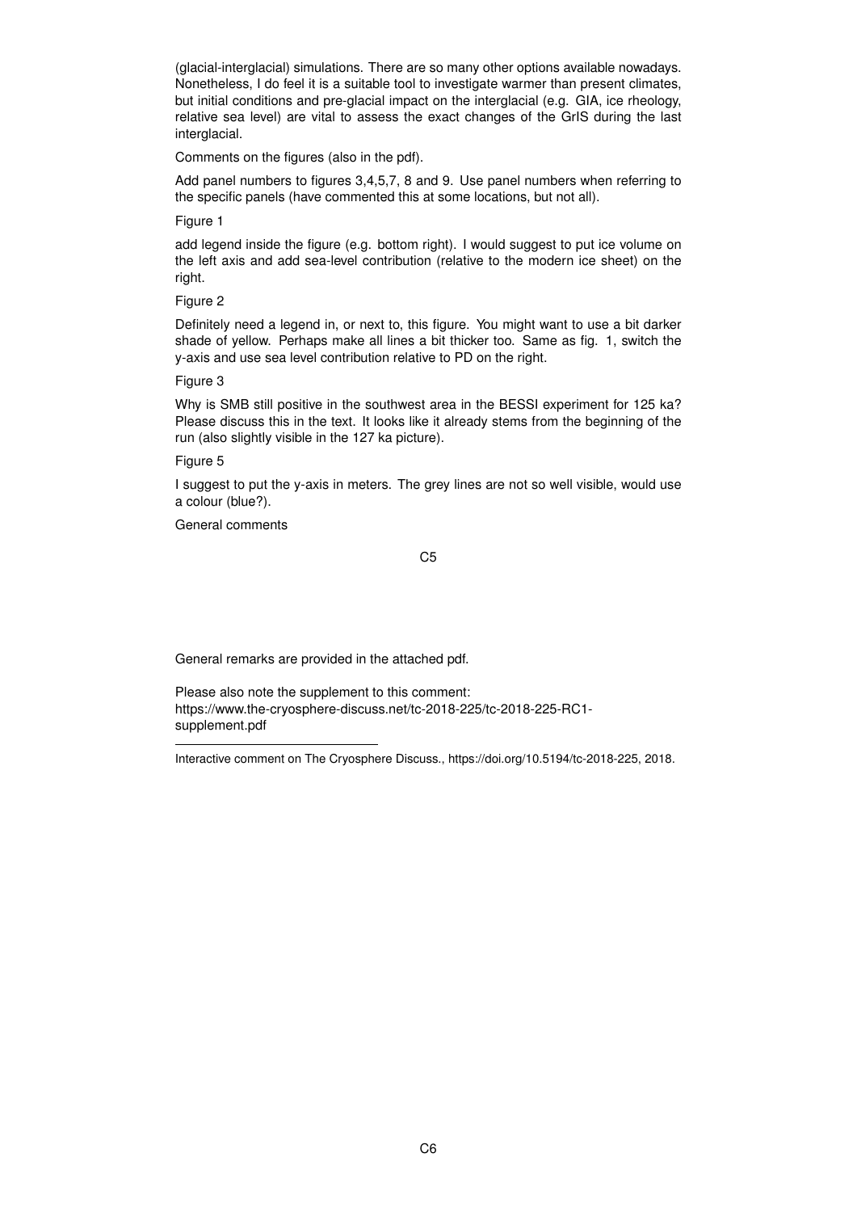(glacial-interglacial) simulations. There are so many other options available nowadays. Nonetheless, I do feel it is a suitable tool to investigate warmer than present climates, but initial conditions and pre-glacial impact on the interglacial (e.g. GIA, ice rheology, relative sea level) are vital to assess the exact changes of the GrIS during the last interglacial.

Comments on the figures (also in the pdf).

Add panel numbers to figures 3,4,5,7, 8 and 9. Use panel numbers when referring to the specific panels (have commented this at some locations, but not all).

Figure 1

add legend inside the figure (e.g. bottom right). I would suggest to put ice volume on the left axis and add sea-level contribution (relative to the modern ice sheet) on the right.

Figure 2

Definitely need a legend in, or next to, this figure. You might want to use a bit darker shade of yellow. Perhaps make all lines a bit thicker too. Same as fig. 1, switch the y-axis and use sea level contribution relative to PD on the right.

Figure 3

Why is SMB still positive in the southwest area in the BESSI experiment for 125 ka? Please discuss this in the text. It looks like it already stems from the beginning of the run (also slightly visible in the 127 ka picture).

Figure 5

I suggest to put the y-axis in meters. The grey lines are not so well visible, would use a colour (blue?).

General comments

General remarks are provided in the attached pdf.

Please also note the supplement to this comment:
https://www.the-cryosphere-discuss.net/tc-2018-225/tc-2018-225-RC1-supplement.pdf

---

Interactive comment on The Cryosphere Discuss., https://doi.org/10.5194/tc-2018-225, 2018.